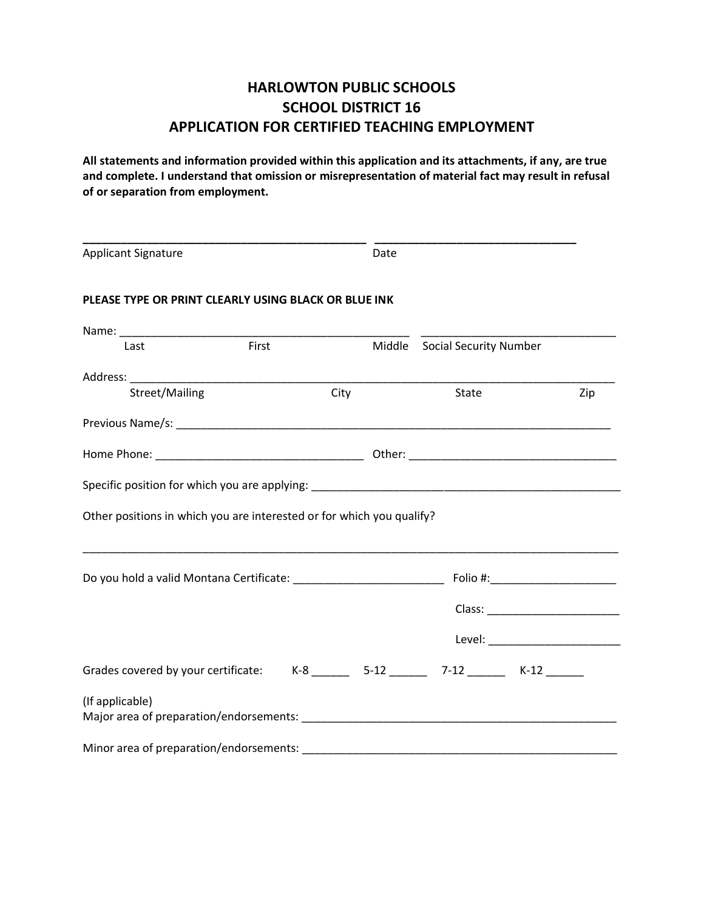# HARLOWTON PUBLIC SCHOOLS
# SCHOOL DISTRICT 16
# APPLICATION FOR CERTIFIED TEACHING EMPLOYMENT

**All statements and information provided within this application and its attachments, if any, are true and complete. I understand that omission or misrepresentation of material fact may result in refusal of or separation from employment.**

_____________________________________________ _______________________________

Applicant Signature Date

**PLEASE TYPE OR PRINT CLEARLY USING BLACK OR BLUE INK**

Name: _______________________________________________ ______________________________

Last First Middle Social Security Number

Address: ________________________________________________________________________________

Street/Mailing City State Zip

Previous Name/s: _______________________________________________________________________

Home Phone: _________________________________ Other: _________________________________

Specific position for which you are applying: __________________________________________________

Other positions in which you are interested or for which you qualify?

_________________________________________________________________________________________

Do you hold a valid Montana Certificate: ________________________ Folio #:____________________

Class: _____________________

Level: _____________________

Grades covered by your certificate: K-8 ______ 5-12 ______ 7-12 ______ K-12 ______

(If applicable)
Major area of preparation/endorsements: __________________________________________________

Minor area of preparation/endorsements: __________________________________________________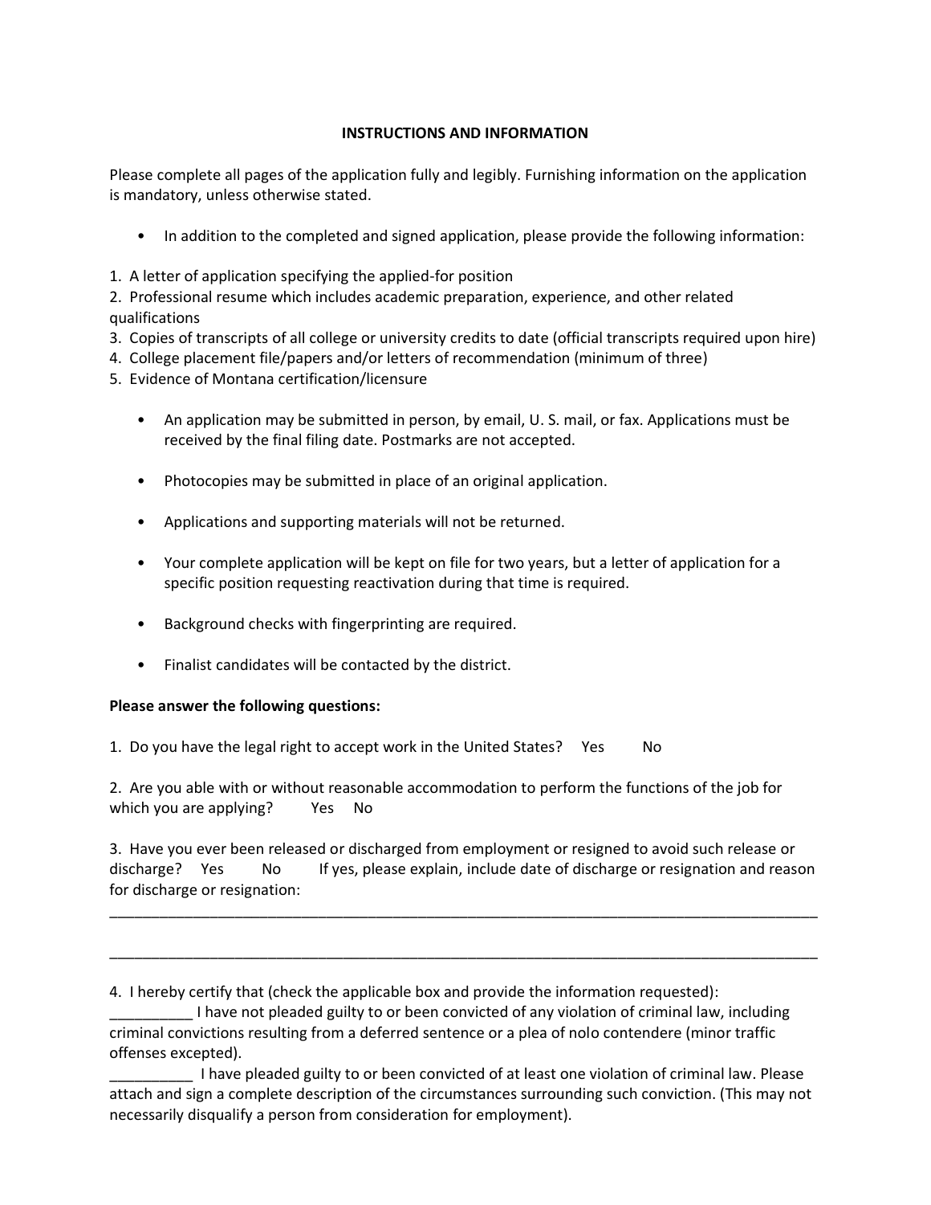## INSTRUCTIONS AND INFORMATION

Please complete all pages of the application fully and legibly. Furnishing information on the application is mandatory, unless otherwise stated.

- In addition to the completed and signed application, please provide the following information:

1. A letter of application specifying the applied-for position
2. Professional resume which includes academic preparation, experience, and other related qualifications
3. Copies of transcripts of all college or university credits to date (official transcripts required upon hire)
4. College placement file/papers and/or letters of recommendation (minimum of three)
5. Evidence of Montana certification/licensure

- An application may be submitted in person, by email, U. S. mail, or fax. Applications must be received by the final filing date. Postmarks are not accepted.
- Photocopies may be submitted in place of an original application.
- Applications and supporting materials will not be returned.
- Your complete application will be kept on file for two years, but a letter of application for a specific position requesting reactivation during that time is required.
- Background checks with fingerprinting are required.
- Finalist candidates will be contacted by the district.

**Please answer the following questions:**

1. Do you have the legal right to accept work in the United States? Yes No

2. Are you able with or without reasonable accommodation to perform the functions of the job for which you are applying? Yes No

3. Have you ever been released or discharged from employment or resigned to avoid such release or discharge? Yes No If yes, please explain, include date of discharge or resignation and reason for discharge or resignation:

_____________________________________________________________________________________

_____________________________________________________________________________________

4. I hereby certify that (check the applicable box and provide the information requested):

__________ I have not pleaded guilty to or been convicted of any violation of criminal law, including criminal convictions resulting from a deferred sentence or a plea of nolo contendere (minor traffic offenses excepted).

__________ I have pleaded guilty to or been convicted of at least one violation of criminal law. Please attach and sign a complete description of the circumstances surrounding such conviction. (This may not necessarily disqualify a person from consideration for employment).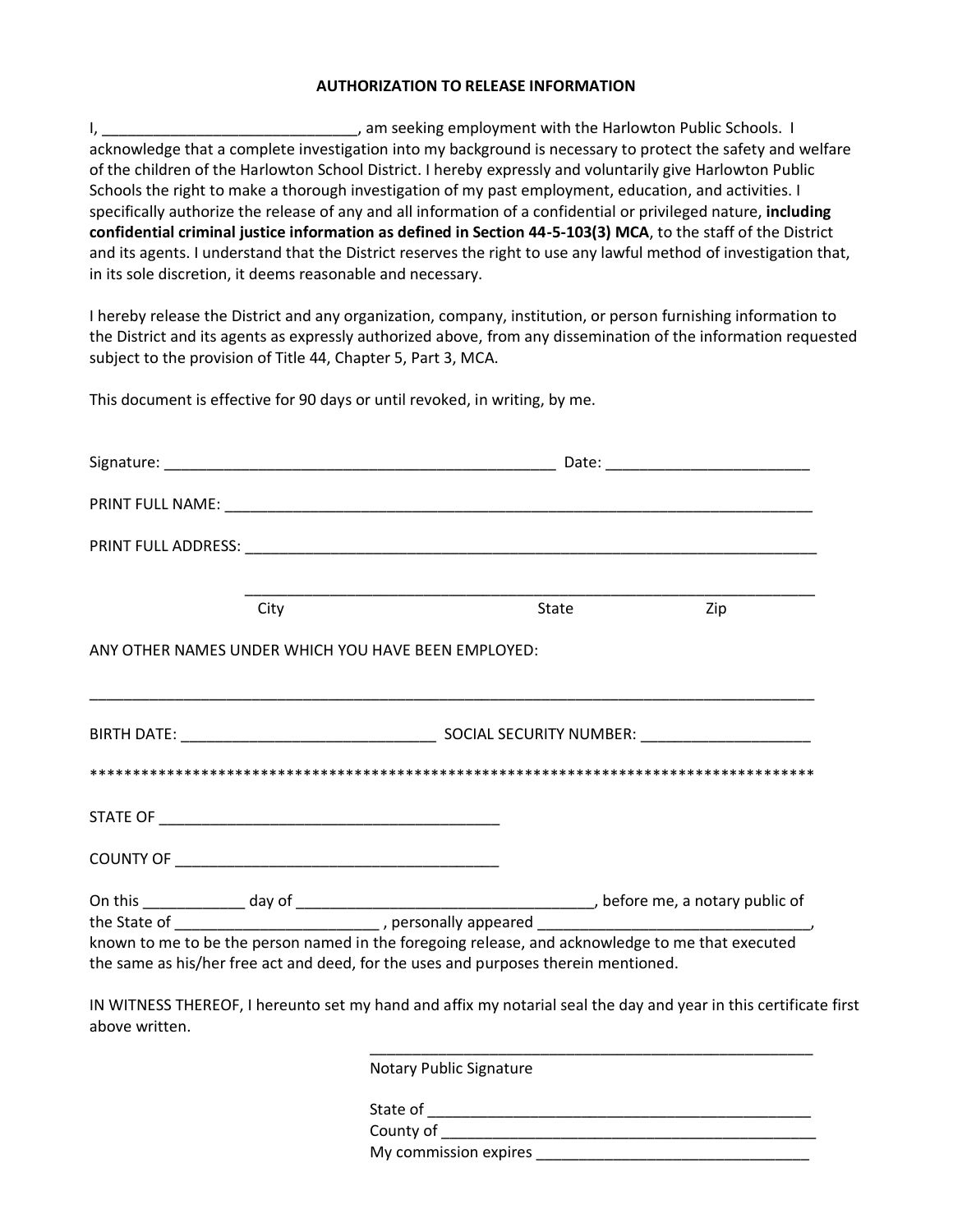## AUTHORIZATION TO RELEASE INFORMATION

I, ______________________________, am seeking employment with the Harlowton Public Schools. I acknowledge that a complete investigation into my background is necessary to protect the safety and welfare of the children of the Harlowton School District. I hereby expressly and voluntarily give Harlowton Public Schools the right to make a thorough investigation of my past employment, education, and activities. I specifically authorize the release of any and all information of a confidential or privileged nature, **including confidential criminal justice information as defined in Section 44-5-103(3) MCA**, to the staff of the District and its agents. I understand that the District reserves the right to use any lawful method of investigation that, in its sole discretion, it deems reasonable and necessary.

I hereby release the District and any organization, company, institution, or person furnishing information to the District and its agents as expressly authorized above, from any dissemination of the information requested subject to the provision of Title 44, Chapter 5, Part 3, MCA.

This document is effective for 90 days or until revoked, in writing, by me.

Signature: _______________________________________________ Date: ________________________

PRINT FULL NAME: _________________________________________________________________________

PRINT FULL ADDRESS: _______________________________________________________________________

_______________________________________________________________________
City State Zip

ANY OTHER NAMES UNDER WHICH YOU HAVE BEEN EMPLOYED:

_________________________________________________________________________________________

BIRTH DATE: ______________________________ SOCIAL SECURITY NUMBER: ____________________

*****************************************************************************************

STATE OF ________________________________________

COUNTY OF ______________________________________

On this ____________ day of ___________________________________, before me, a notary public of the State of _________________________ , personally appeared _________________________________, known to me to be the person named in the foregoing release, and acknowledge to me that executed the same as his/her free act and deed, for the uses and purposes therein mentioned.

IN WITNESS THEREOF, I hereunto set my hand and affix my notarial seal the day and year in this certificate first above written.

_______________________________________________________
Notary Public Signature

State of ______________________________________________
County of _____________________________________________
My commission expires ________________________________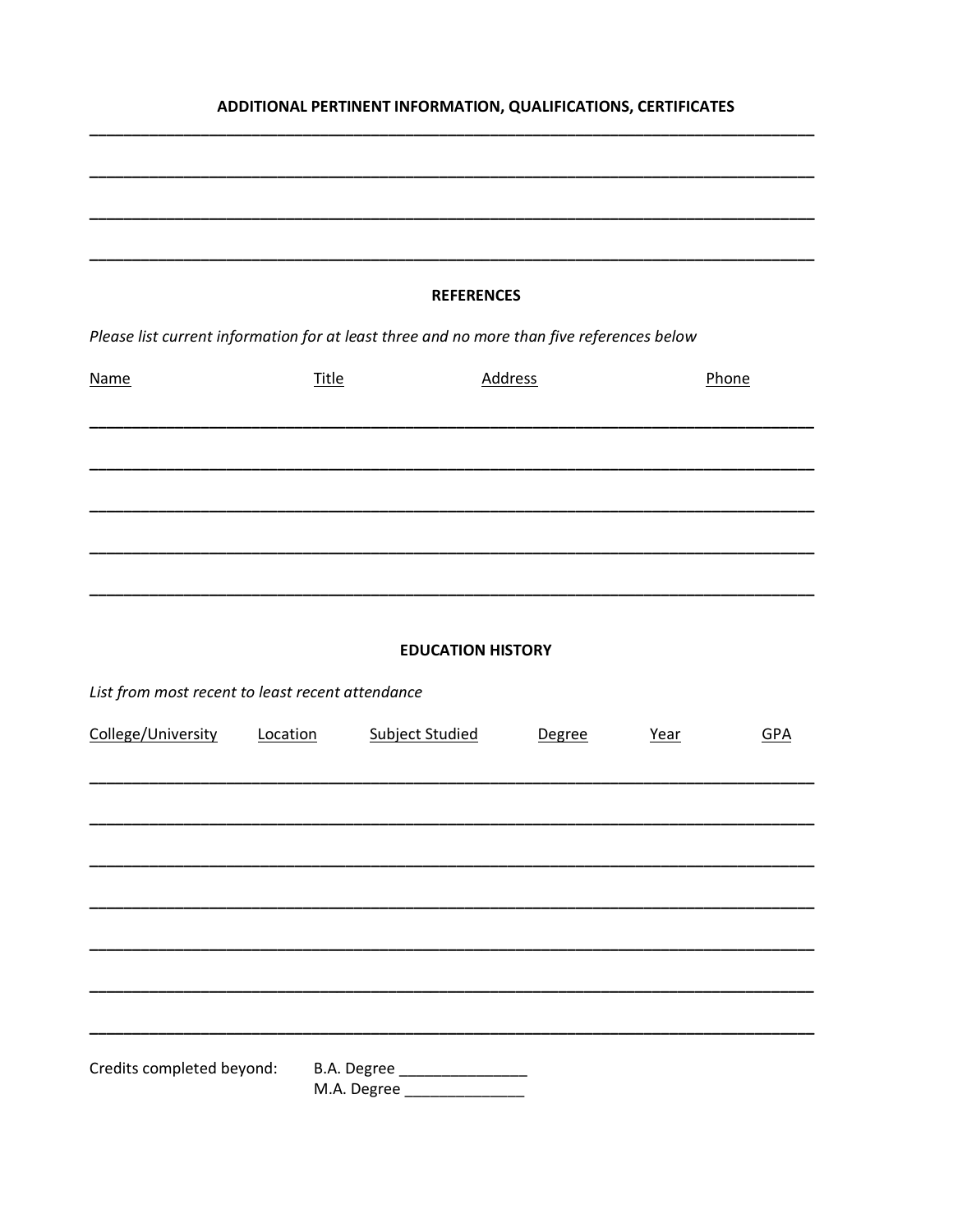## ADDITIONAL PERTINENT INFORMATION, QUALIFICATIONS, CERTIFICATES

\_\_\_\_\_\_\_\_\_\_\_\_\_\_\_\_\_\_\_\_\_\_\_\_\_\_\_\_\_\_\_\_\_\_\_\_\_\_\_\_\_\_\_\_\_\_\_\_\_\_\_\_\_\_\_\_\_\_\_\_\_\_\_\_\_\_\_\_\_\_\_\_\_\_\_\_\_\_

\_\_\_\_\_\_\_\_\_\_\_\_\_\_\_\_\_\_\_\_\_\_\_\_\_\_\_\_\_\_\_\_\_\_\_\_\_\_\_\_\_\_\_\_\_\_\_\_\_\_\_\_\_\_\_\_\_\_\_\_\_\_\_\_\_\_\_\_\_\_\_\_\_\_\_\_\_\_

\_\_\_\_\_\_\_\_\_\_\_\_\_\_\_\_\_\_\_\_\_\_\_\_\_\_\_\_\_\_\_\_\_\_\_\_\_\_\_\_\_\_\_\_\_\_\_\_\_\_\_\_\_\_\_\_\_\_\_\_\_\_\_\_\_\_\_\_\_\_\_\_\_\_\_\_\_\_

\_\_\_\_\_\_\_\_\_\_\_\_\_\_\_\_\_\_\_\_\_\_\_\_\_\_\_\_\_\_\_\_\_\_\_\_\_\_\_\_\_\_\_\_\_\_\_\_\_\_\_\_\_\_\_\_\_\_\_\_\_\_\_\_\_\_\_\_\_\_\_\_\_\_\_\_\_\_

## REFERENCES

*Please list current information for at least three and no more than five references below*

| Name | Title | Address | Phone |
| --- | --- | --- | --- |
| | | | |
| | | | |
| | | | |
| | | | |
| | | | |

## EDUCATION HISTORY

*List from most recent to least recent attendance*

| College/University | Location | Subject Studied | Degree | Year | GPA |
| --- | --- | --- | --- | --- | --- |
| | | | | | |
| | | | | | |
| | | | | | |
| | | | | | |
| | | | | | |
| | | | | | |
| | | | | | |

Credits completed beyond: B.A. Degree \_\_\_\_\_\_\_\_\_\_\_\_\_\_\_
M.A. Degree \_\_\_\_\_\_\_\_\_\_\_\_\_\_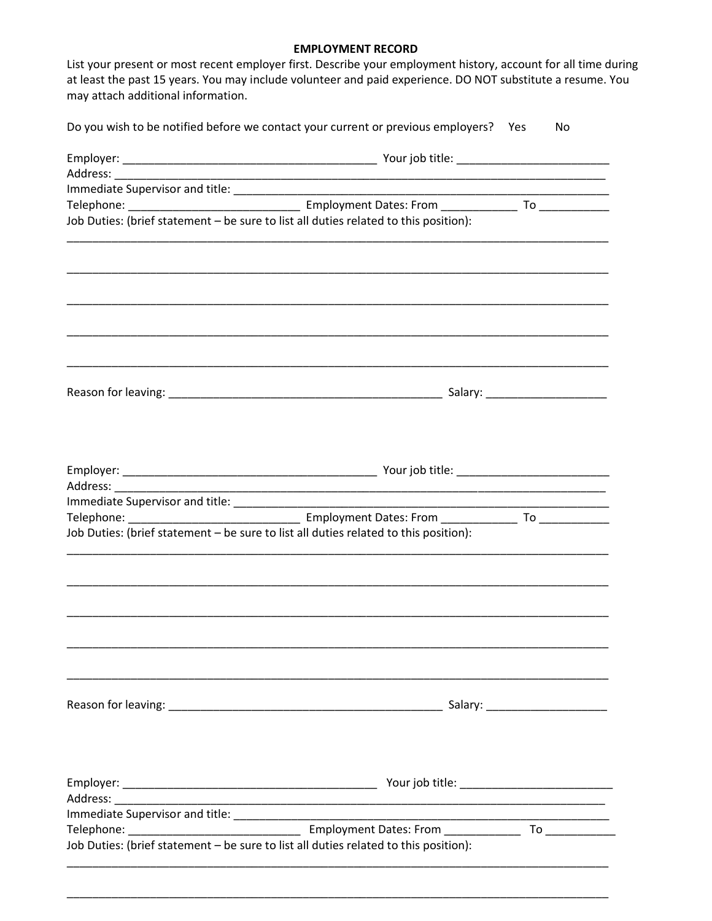## EMPLOYMENT RECORD

List your present or most recent employer first. Describe your employment history, account for all time during at least the past 15 years. You may include volunteer and paid experience. DO NOT substitute a resume. You may attach additional information.

Do you wish to be notified before we contact your current or previous employers? Yes No

Employer: ________________________________________ Your job title: ________________________

Address: ____________________________________________________________________________

Immediate Supervisor and title: _______________________________________________________

Telephone: ____________________________ Employment Dates: From ____________ To ___________

Job Duties: (brief statement – be sure to list all duties related to this position):

_____________________________________________________________________________________

_____________________________________________________________________________________

_____________________________________________________________________________________

_____________________________________________________________________________________

_____________________________________________________________________________________

Reason for leaving: ____________________________________________ Salary: ___________________

Employer: ________________________________________ Your job title: ________________________

Address: ____________________________________________________________________________

Immediate Supervisor and title: _______________________________________________________

Telephone: ____________________________ Employment Dates: From ____________ To ___________

Job Duties: (brief statement – be sure to list all duties related to this position):

_____________________________________________________________________________________

_____________________________________________________________________________________

_____________________________________________________________________________________

_____________________________________________________________________________________

_____________________________________________________________________________________

Reason for leaving: ____________________________________________ Salary: ___________________

Employer: ________________________________________ Your job title: ________________________

Address: ____________________________________________________________________________

Immediate Supervisor and title: _______________________________________________________

Telephone: ____________________________ Employment Dates: From ____________ To ___________

Job Duties: (brief statement – be sure to list all duties related to this position):

_____________________________________________________________________________________

_____________________________________________________________________________________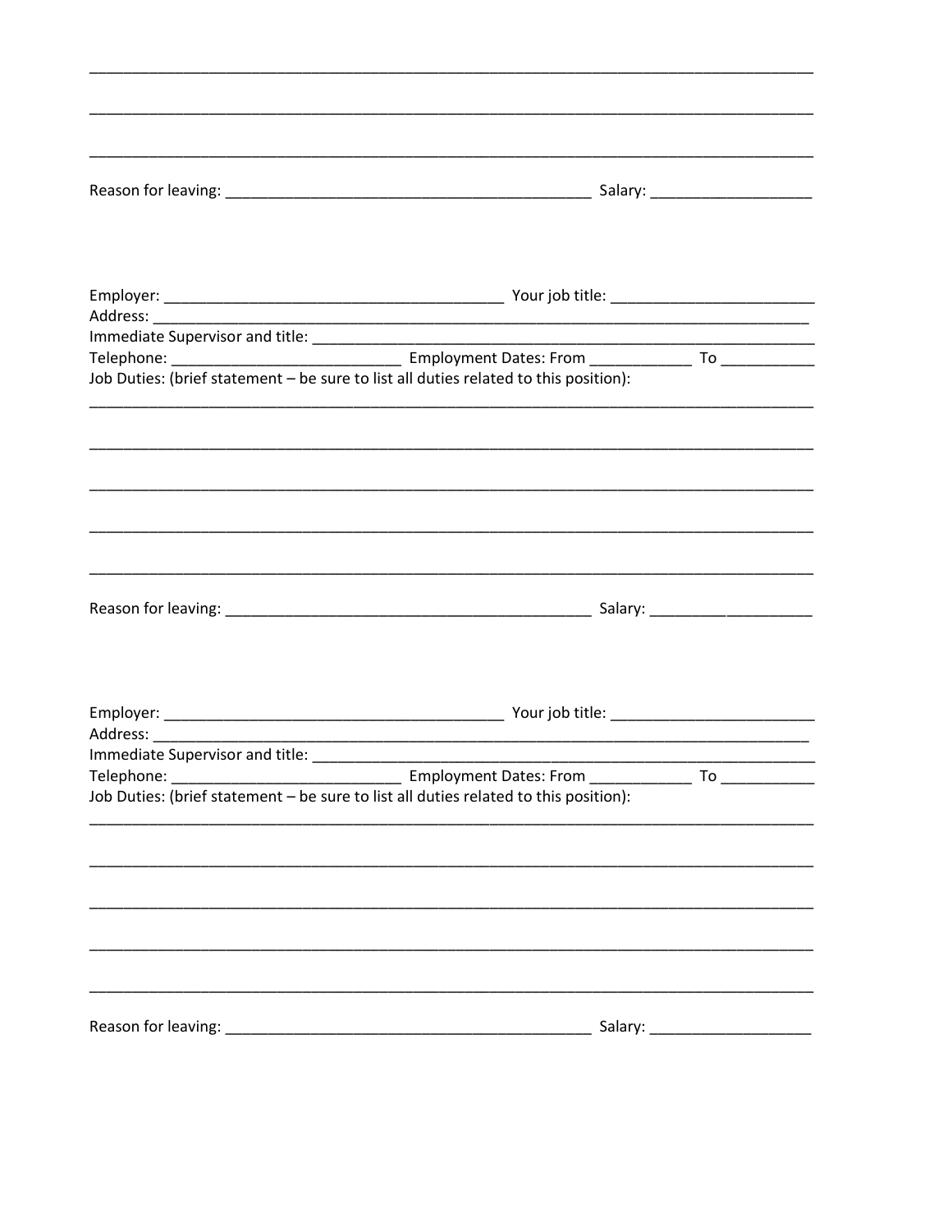\_\_\_\_\_\_\_\_\_\_\_\_\_\_\_\_\_\_\_\_\_\_\_\_\_\_\_\_\_\_\_\_\_\_\_\_\_\_\_\_\_\_\_\_\_\_\_\_\_\_\_\_\_\_\_\_\_\_\_\_\_\_\_\_\_\_\_\_\_\_\_\_\_\_\_\_\_\_

\_\_\_\_\_\_\_\_\_\_\_\_\_\_\_\_\_\_\_\_\_\_\_\_\_\_\_\_\_\_\_\_\_\_\_\_\_\_\_\_\_\_\_\_\_\_\_\_\_\_\_\_\_\_\_\_\_\_\_\_\_\_\_\_\_\_\_\_\_\_\_\_\_\_\_\_\_\_

\_\_\_\_\_\_\_\_\_\_\_\_\_\_\_\_\_\_\_\_\_\_\_\_\_\_\_\_\_\_\_\_\_\_\_\_\_\_\_\_\_\_\_\_\_\_\_\_\_\_\_\_\_\_\_\_\_\_\_\_\_\_\_\_\_\_\_\_\_\_\_\_\_\_\_\_\_\_

Reason for leaving: \_\_\_\_\_\_\_\_\_\_\_\_\_\_\_\_\_\_\_\_\_\_\_\_\_\_\_\_\_\_\_\_\_\_\_\_\_\_\_\_\_\_ Salary: \_\_\_\_\_\_\_\_\_\_\_\_\_\_\_\_\_\_

Employer: \_\_\_\_\_\_\_\_\_\_\_\_\_\_\_\_\_\_\_\_\_\_\_\_\_\_\_\_\_\_\_\_\_\_\_\_\_\_\_ Your job title: \_\_\_\_\_\_\_\_\_\_\_\_\_\_\_\_\_\_\_\_\_\_\_

Address: \_\_\_\_\_\_\_\_\_\_\_\_\_\_\_\_\_\_\_\_\_\_\_\_\_\_\_\_\_\_\_\_\_\_\_\_\_\_\_\_\_\_\_\_\_\_\_\_\_\_\_\_\_\_\_\_\_\_\_\_\_\_\_\_\_\_\_\_\_\_\_\_\_\_

Immediate Supervisor and title: \_\_\_\_\_\_\_\_\_\_\_\_\_\_\_\_\_\_\_\_\_\_\_\_\_\_\_\_\_\_\_\_\_\_\_\_\_\_\_\_\_\_\_\_\_\_\_\_\_\_\_\_\_\_\_\_\_\_

Telephone: \_\_\_\_\_\_\_\_\_\_\_\_\_\_\_\_\_\_\_\_\_\_\_\_\_ Employment Dates: From \_\_\_\_\_\_\_\_\_\_\_ To \_\_\_\_\_\_\_\_\_\_

Job Duties: (brief statement – be sure to list all duties related to this position):

\_\_\_\_\_\_\_\_\_\_\_\_\_\_\_\_\_\_\_\_\_\_\_\_\_\_\_\_\_\_\_\_\_\_\_\_\_\_\_\_\_\_\_\_\_\_\_\_\_\_\_\_\_\_\_\_\_\_\_\_\_\_\_\_\_\_\_\_\_\_\_\_\_\_\_\_\_\_

\_\_\_\_\_\_\_\_\_\_\_\_\_\_\_\_\_\_\_\_\_\_\_\_\_\_\_\_\_\_\_\_\_\_\_\_\_\_\_\_\_\_\_\_\_\_\_\_\_\_\_\_\_\_\_\_\_\_\_\_\_\_\_\_\_\_\_\_\_\_\_\_\_\_\_\_\_\_

\_\_\_\_\_\_\_\_\_\_\_\_\_\_\_\_\_\_\_\_\_\_\_\_\_\_\_\_\_\_\_\_\_\_\_\_\_\_\_\_\_\_\_\_\_\_\_\_\_\_\_\_\_\_\_\_\_\_\_\_\_\_\_\_\_\_\_\_\_\_\_\_\_\_\_\_\_\_

\_\_\_\_\_\_\_\_\_\_\_\_\_\_\_\_\_\_\_\_\_\_\_\_\_\_\_\_\_\_\_\_\_\_\_\_\_\_\_\_\_\_\_\_\_\_\_\_\_\_\_\_\_\_\_\_\_\_\_\_\_\_\_\_\_\_\_\_\_\_\_\_\_\_\_\_\_\_

\_\_\_\_\_\_\_\_\_\_\_\_\_\_\_\_\_\_\_\_\_\_\_\_\_\_\_\_\_\_\_\_\_\_\_\_\_\_\_\_\_\_\_\_\_\_\_\_\_\_\_\_\_\_\_\_\_\_\_\_\_\_\_\_\_\_\_\_\_\_\_\_\_\_\_\_\_\_

Reason for leaving: \_\_\_\_\_\_\_\_\_\_\_\_\_\_\_\_\_\_\_\_\_\_\_\_\_\_\_\_\_\_\_\_\_\_\_\_\_\_\_\_\_\_ Salary: \_\_\_\_\_\_\_\_\_\_\_\_\_\_\_\_\_\_

Employer: \_\_\_\_\_\_\_\_\_\_\_\_\_\_\_\_\_\_\_\_\_\_\_\_\_\_\_\_\_\_\_\_\_\_\_\_\_\_\_ Your job title: \_\_\_\_\_\_\_\_\_\_\_\_\_\_\_\_\_\_\_\_\_\_\_

Address: \_\_\_\_\_\_\_\_\_\_\_\_\_\_\_\_\_\_\_\_\_\_\_\_\_\_\_\_\_\_\_\_\_\_\_\_\_\_\_\_\_\_\_\_\_\_\_\_\_\_\_\_\_\_\_\_\_\_\_\_\_\_\_\_\_\_\_\_\_\_\_\_\_\_

Immediate Supervisor and title: \_\_\_\_\_\_\_\_\_\_\_\_\_\_\_\_\_\_\_\_\_\_\_\_\_\_\_\_\_\_\_\_\_\_\_\_\_\_\_\_\_\_\_\_\_\_\_\_\_\_\_\_\_\_\_\_\_\_

Telephone: \_\_\_\_\_\_\_\_\_\_\_\_\_\_\_\_\_\_\_\_\_\_\_\_\_ Employment Dates: From \_\_\_\_\_\_\_\_\_\_\_ To \_\_\_\_\_\_\_\_\_\_

Job Duties: (brief statement – be sure to list all duties related to this position):

\_\_\_\_\_\_\_\_\_\_\_\_\_\_\_\_\_\_\_\_\_\_\_\_\_\_\_\_\_\_\_\_\_\_\_\_\_\_\_\_\_\_\_\_\_\_\_\_\_\_\_\_\_\_\_\_\_\_\_\_\_\_\_\_\_\_\_\_\_\_\_\_\_\_\_\_\_\_

\_\_\_\_\_\_\_\_\_\_\_\_\_\_\_\_\_\_\_\_\_\_\_\_\_\_\_\_\_\_\_\_\_\_\_\_\_\_\_\_\_\_\_\_\_\_\_\_\_\_\_\_\_\_\_\_\_\_\_\_\_\_\_\_\_\_\_\_\_\_\_\_\_\_\_\_\_\_

\_\_\_\_\_\_\_\_\_\_\_\_\_\_\_\_\_\_\_\_\_\_\_\_\_\_\_\_\_\_\_\_\_\_\_\_\_\_\_\_\_\_\_\_\_\_\_\_\_\_\_\_\_\_\_\_\_\_\_\_\_\_\_\_\_\_\_\_\_\_\_\_\_\_\_\_\_\_

\_\_\_\_\_\_\_\_\_\_\_\_\_\_\_\_\_\_\_\_\_\_\_\_\_\_\_\_\_\_\_\_\_\_\_\_\_\_\_\_\_\_\_\_\_\_\_\_\_\_\_\_\_\_\_\_\_\_\_\_\_\_\_\_\_\_\_\_\_\_\_\_\_\_\_\_\_\_

\_\_\_\_\_\_\_\_\_\_\_\_\_\_\_\_\_\_\_\_\_\_\_\_\_\_\_\_\_\_\_\_\_\_\_\_\_\_\_\_\_\_\_\_\_\_\_\_\_\_\_\_\_\_\_\_\_\_\_\_\_\_\_\_\_\_\_\_\_\_\_\_\_\_\_\_\_\_

Reason for leaving: \_\_\_\_\_\_\_\_\_\_\_\_\_\_\_\_\_\_\_\_\_\_\_\_\_\_\_\_\_\_\_\_\_\_\_\_\_\_\_\_\_\_ Salary: \_\_\_\_\_\_\_\_\_\_\_\_\_\_\_\_\_\_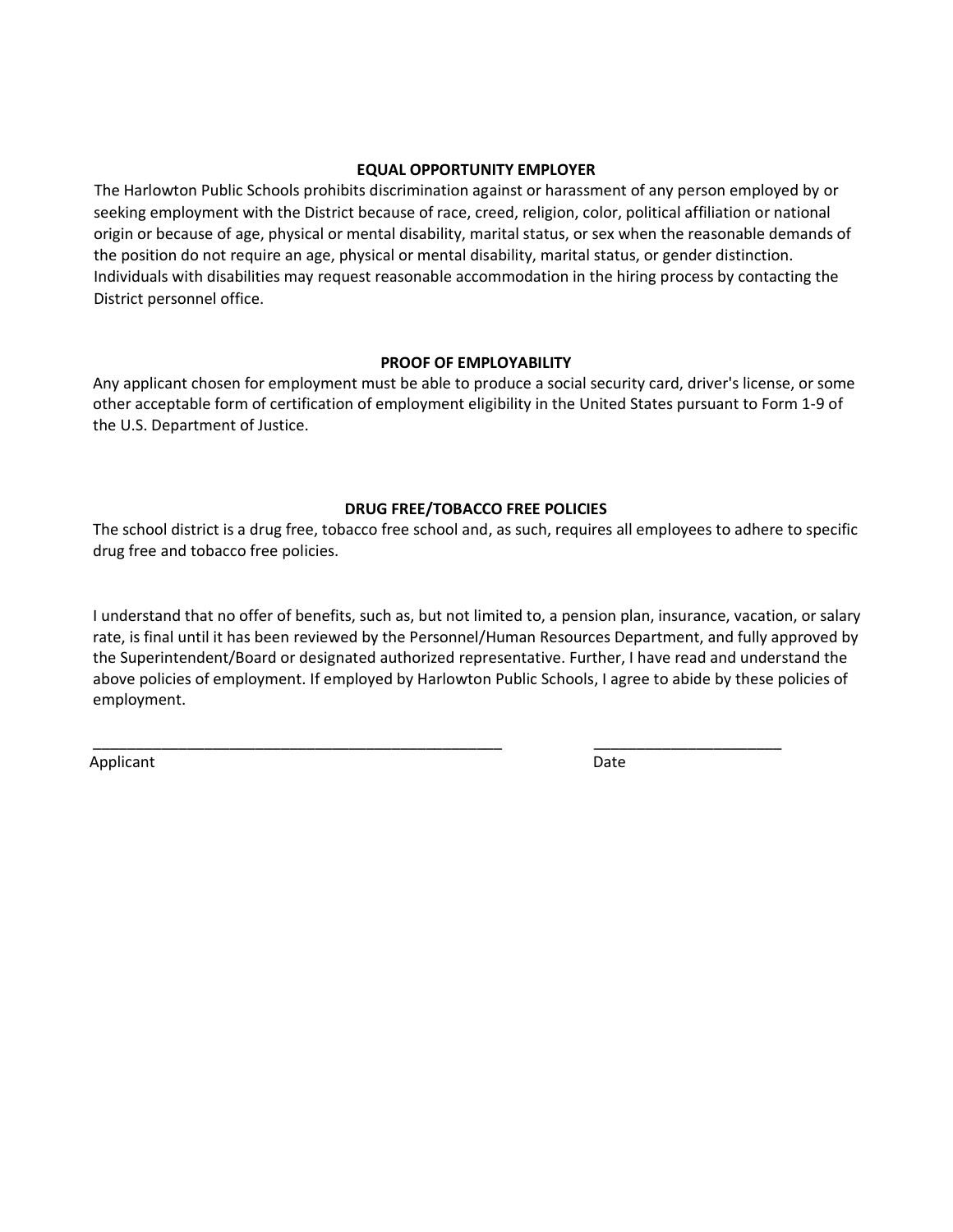## EQUAL OPPORTUNITY EMPLOYER

The Harlowton Public Schools prohibits discrimination against or harassment of any person employed by or seeking employment with the District because of race, creed, religion, color, political affiliation or national origin or because of age, physical or mental disability, marital status, or sex when the reasonable demands of the position do not require an age, physical or mental disability, marital status, or gender distinction. Individuals with disabilities may request reasonable accommodation in the hiring process by contacting the District personnel office.

## PROOF OF EMPLOYABILITY

Any applicant chosen for employment must be able to produce a social security card, driver's license, or some other acceptable form of certification of employment eligibility in the United States pursuant to Form 1-9 of the U.S. Department of Justice.

## DRUG FREE/TOBACCO FREE POLICIES

The school district is a drug free, tobacco free school and, as such, requires all employees to adhere to specific drug free and tobacco free policies.

I understand that no offer of benefits, such as, but not limited to, a pension plan, insurance, vacation, or salary rate, is final until it has been reviewed by the Personnel/Human Resources Department, and fully approved by the Superintendent/Board or designated authorized representative. Further, I have read and understand the above policies of employment. If employed by Harlowton Public Schools, I agree to abide by these policies of employment.

___________________________________________________ &nbsp;&nbsp;&nbsp;&nbsp;&nbsp;&nbsp;&nbsp;&nbsp; _______________________

Applicant &nbsp;&nbsp;&nbsp;&nbsp;&nbsp;&nbsp;&nbsp;&nbsp;&nbsp;&nbsp;&nbsp;&nbsp;&nbsp;&nbsp;&nbsp;&nbsp;&nbsp;&nbsp;&nbsp;&nbsp;&nbsp;&nbsp;&nbsp;&nbsp;&nbsp;&nbsp;&nbsp;&nbsp;&nbsp;&nbsp;&nbsp;&nbsp;&nbsp;&nbsp;&nbsp;&nbsp;&nbsp;&nbsp;&nbsp;&nbsp;&nbsp;&nbsp;&nbsp;&nbsp;&nbsp;&nbsp;&nbsp;&nbsp;&nbsp;&nbsp;&nbsp;&nbsp;&nbsp;&nbsp;&nbsp;&nbsp;&nbsp;&nbsp;&nbsp;&nbsp; Date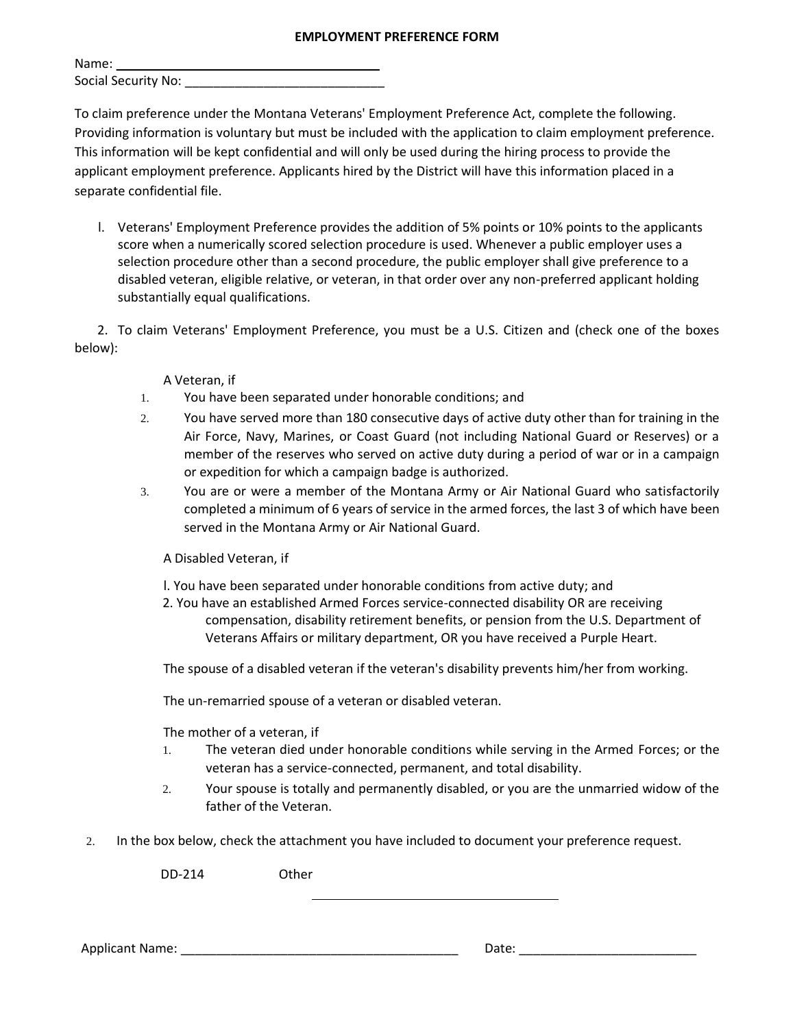# EMPLOYMENT PREFERENCE FORM

Name: ________________________________________
Social Security No: ____________________________

To claim preference under the Montana Veterans' Employment Preference Act, complete the following. Providing information is voluntary but must be included with the application to claim employment preference. This information will be kept confidential and will only be used during the hiring process to provide the applicant employment preference. Applicants hired by the District will have this information placed in a separate confidential file.

l. Veterans' Employment Preference provides the addition of 5% points or 10% points to the applicants score when a numerically scored selection procedure is used. Whenever a public employer uses a selection procedure other than a second procedure, the public employer shall give preference to a disabled veteran, eligible relative, or veteran, in that order over any non-preferred applicant holding substantially equal qualifications.

2. To claim Veterans' Employment Preference, you must be a U.S. Citizen and (check one of the boxes below):

A Veteran, if

1. You have been separated under honorable conditions; and
2. You have served more than 180 consecutive days of active duty other than for training in the Air Force, Navy, Marines, or Coast Guard (not including National Guard or Reserves) or a member of the reserves who served on active duty during a period of war or in a campaign or expedition for which a campaign badge is authorized.
3. You are or were a member of the Montana Army or Air National Guard who satisfactorily completed a minimum of 6 years of service in the armed forces, the last 3 of which have been served in the Montana Army or Air National Guard.

A Disabled Veteran, if

l. You have been separated under honorable conditions from active duty; and
2. You have an established Armed Forces service-connected disability OR are receiving compensation, disability retirement benefits, or pension from the U.S. Department of Veterans Affairs or military department, OR you have received a Purple Heart.

The spouse of a disabled veteran if the veteran's disability prevents him/her from working.

The un-remarried spouse of a veteran or disabled veteran.

The mother of a veteran, if

1. The veteran died under honorable conditions while serving in the Armed Forces; or the veteran has a service-connected, permanent, and total disability.
2. Your spouse is totally and permanently disabled, or you are the unmarried widow of the father of the Veteran.

2. In the box below, check the attachment you have included to document your preference request.

DD-214 Other ____________________________________

Applicant Name: ________________________________________ Date: __________________________